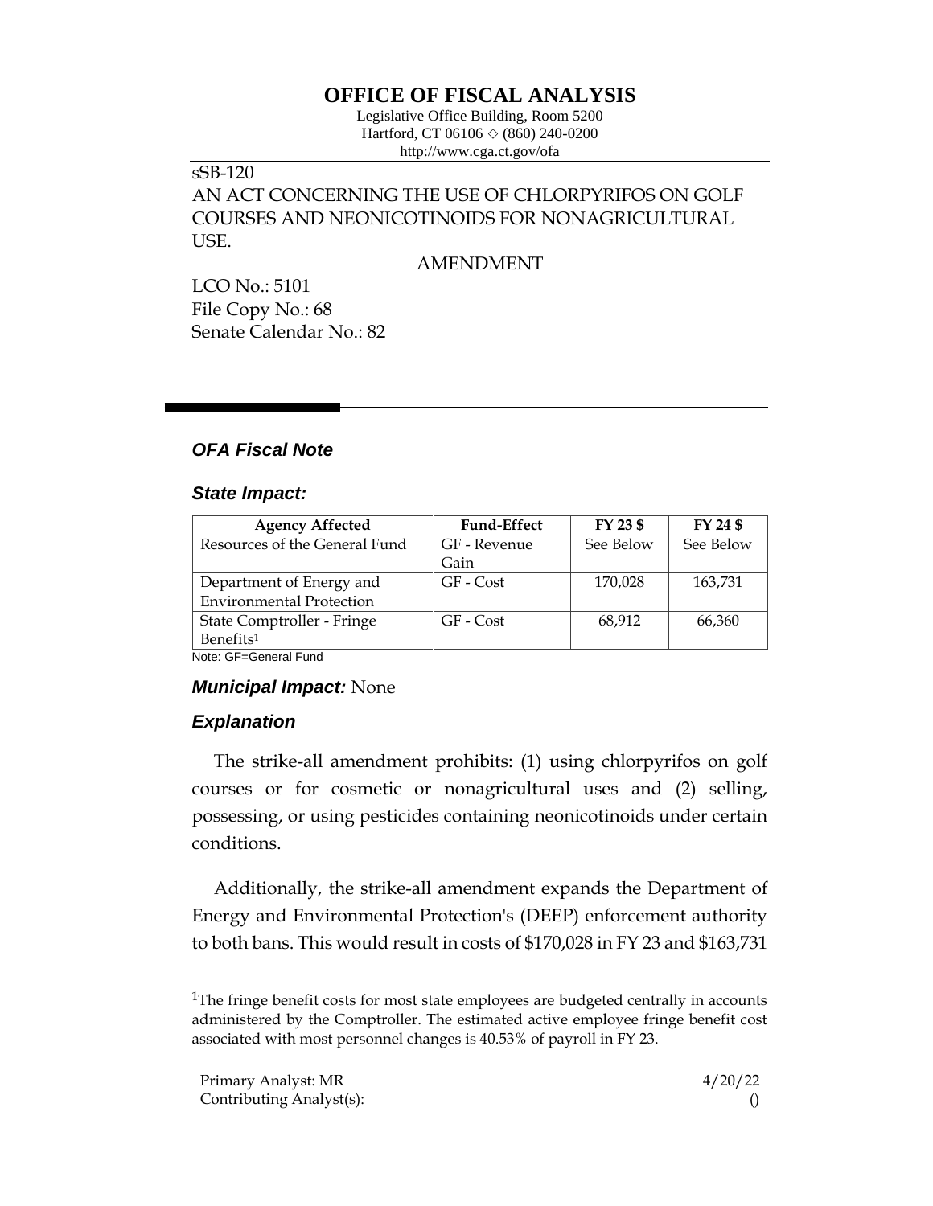# OFFICE OF FISCAL ANALYSIS

Legislative Office Building, Room 5200
Hartford, CT 06106 ◇ (860) 240-0200
http://www.cga.ct.gov/ofa

sSB-120
AN ACT CONCERNING THE USE OF CHLORPYRIFOS ON GOLF COURSES AND NEONICOTINOIDS FOR NONAGRICULTURAL USE.

AMENDMENT

LCO No.: 5101
File Copy No.: 68
Senate Calendar No.: 82

## *OFA Fiscal Note*

### *State Impact:*

| Agency Affected | Fund-Effect | FY 23 $ | FY 24 $ |
|---|---|---|---|
| Resources of the General Fund | GF - Revenue Gain | See Below | See Below |
| Department of Energy and Environmental Protection | GF - Cost | 170,028 | 163,731 |
| State Comptroller - Fringe Benefits[1] | GF - Cost | 68,912 | 66,360 |

Note: GF=General Fund

### *Municipal Impact:* None

### *Explanation*

The strike-all amendment prohibits: (1) using chlorpyrifos on golf courses or for cosmetic or nonagricultural uses and (2) selling, possessing, or using pesticides containing neonicotinoids under certain conditions.

Additionally, the strike-all amendment expands the Department of Energy and Environmental Protection's (DEEP) enforcement authority to both bans. This would result in costs of $170,028 in FY 23 and $163,731

[1]The fringe benefit costs for most state employees are budgeted centrally in accounts administered by the Comptroller. The estimated active employee fringe benefit cost associated with most personnel changes is 40.53% of payroll in FY 23.

Primary Analyst: MR
Contributing Analyst(s):

4/20/22
()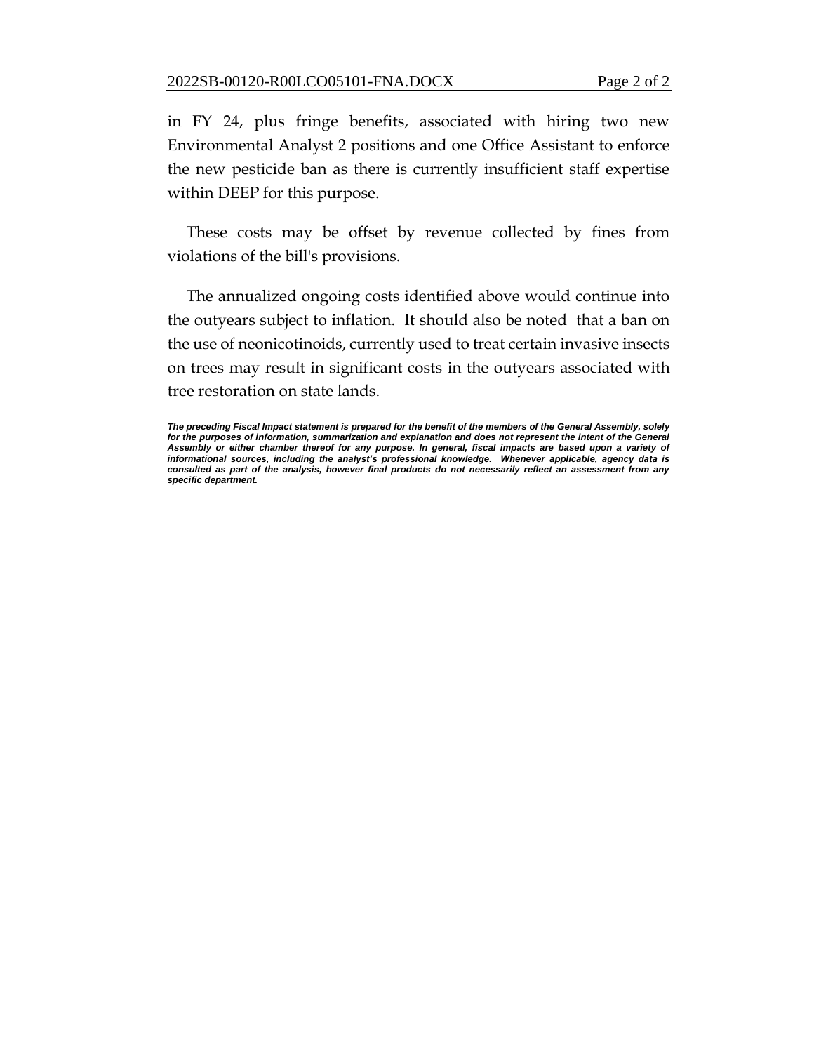in FY 24, plus fringe benefits, associated with hiring two new Environmental Analyst 2 positions and one Office Assistant to enforce the new pesticide ban as there is currently insufficient staff expertise within DEEP for this purpose.

These costs may be offset by revenue collected by fines from violations of the bill's provisions.

The annualized ongoing costs identified above would continue into the outyears subject to inflation. It should also be noted that a ban on the use of neonicotinoids, currently used to treat certain invasive insects on trees may result in significant costs in the outyears associated with tree restoration on state lands.

***The preceding Fiscal Impact statement is prepared for the benefit of the members of the General Assembly, solely for the purposes of information, summarization and explanation and does not represent the intent of the General Assembly or either chamber thereof for any purpose. In general, fiscal impacts are based upon a variety of informational sources, including the analyst's professional knowledge. Whenever applicable, agency data is consulted as part of the analysis, however final products do not necessarily reflect an assessment from any specific department.***